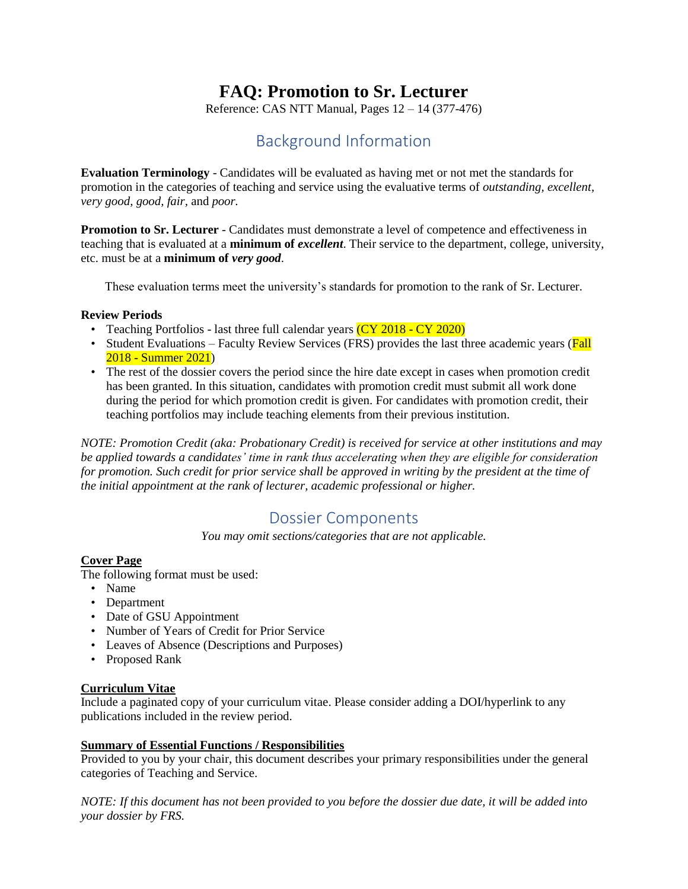# FAQ: Promotion to Sr. Lecturer

Reference: CAS NTT Manual, Pages 12 – 14 (377-476)

## Background Information

**Evaluation Terminology** - Candidates will be evaluated as having met or not met the standards for promotion in the categories of teaching and service using the evaluative terms of *outstanding, excellent, very good, good, fair,* and *poor.*

**Promotion to Sr. Lecturer** - Candidates must demonstrate a level of competence and effectiveness in teaching that is evaluated at a **minimum of *excellent*.** Their service to the department, college, university, etc. must be at a **minimum of *very good*.**

These evaluation terms meet the university's standards for promotion to the rank of Sr. Lecturer.

**Review Periods**

- Teaching Portfolios - last three full calendar years (CY 2018 - CY 2020)
- Student Evaluations – Faculty Review Services (FRS) provides the last three academic years (Fall 2018 - Summer 2021)
- The rest of the dossier covers the period since the hire date except in cases when promotion credit has been granted. In this situation, candidates with promotion credit must submit all work done during the period for which promotion credit is given. For candidates with promotion credit, their teaching portfolios may include teaching elements from their previous institution.

*NOTE: Promotion Credit (aka: Probationary Credit) is received for service at other institutions and may be applied towards a candidates' time in rank thus accelerating when they are eligible for consideration for promotion. Such credit for prior service shall be approved in writing by the president at the time of the initial appointment at the rank of lecturer, academic professional or higher.*

## Dossier Components

*You may omit sections/categories that are not applicable.*

**Cover Page**

The following format must be used:

- Name
- Department
- Date of GSU Appointment
- Number of Years of Credit for Prior Service
- Leaves of Absence (Descriptions and Purposes)
- Proposed Rank

**Curriculum Vitae**

Include a paginated copy of your curriculum vitae. Please consider adding a DOI/hyperlink to any publications included in the review period.

**Summary of Essential Functions / Responsibilities**

Provided to you by your chair, this document describes your primary responsibilities under the general categories of Teaching and Service.

*NOTE: If this document has not been provided to you before the dossier due date, it will be added into your dossier by FRS.*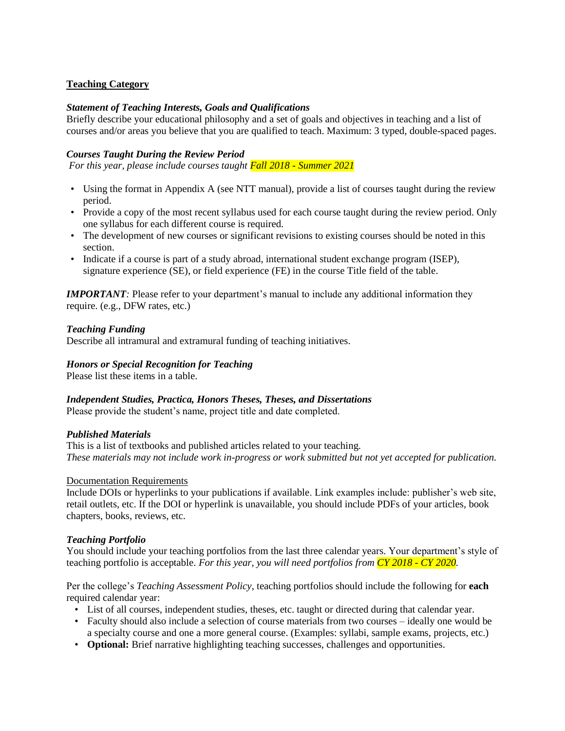## Teaching Category

### *Statement of Teaching Interests, Goals and Qualifications*

Briefly describe your educational philosophy and a set of goals and objectives in teaching and a list of courses and/or areas you believe that you are qualified to teach. Maximum: 3 typed, double-spaced pages.

### *Courses Taught During the Review Period*

*For this year, please include courses taught Fall 2018 - Summer 2021*

- Using the format in Appendix A (see NTT manual), provide a list of courses taught during the review period.
- Provide a copy of the most recent syllabus used for each course taught during the review period. Only one syllabus for each different course is required.
- The development of new courses or significant revisions to existing courses should be noted in this section.
- Indicate if a course is part of a study abroad, international student exchange program (ISEP), signature experience (SE), or field experience (FE) in the course Title field of the table.

***IMPORTANT**:* Please refer to your department's manual to include any additional information they require. (e.g., DFW rates, etc.)

### *Teaching Funding*

Describe all intramural and extramural funding of teaching initiatives.

### *Honors or Special Recognition for Teaching*

Please list these items in a table.

### *Independent Studies, Practica, Honors Theses, Theses, and Dissertations*

Please provide the student's name, project title and date completed.

### *Published Materials*

This is a list of textbooks and published articles related to your teaching.
*These materials may not include work in-progress or work submitted but not yet accepted for publication.*

Documentation Requirements

Include DOIs or hyperlinks to your publications if available. Link examples include: publisher's web site, retail outlets, etc. If the DOI or hyperlink is unavailable, you should include PDFs of your articles, book chapters, books, reviews, etc.

### *Teaching Portfolio*

You should include your teaching portfolios from the last three calendar years. Your department's style of teaching portfolio is acceptable. *For this year, you will need portfolios from CY 2018 - CY 2020.*

Per the college's *Teaching Assessment Policy*, teaching portfolios should include the following for **each** required calendar year:

- List of all courses, independent studies, theses, etc. taught or directed during that calendar year.
- Faculty should also include a selection of course materials from two courses – ideally one would be a specialty course and one a more general course. (Examples: syllabi, sample exams, projects, etc.)
- **Optional:** Brief narrative highlighting teaching successes, challenges and opportunities.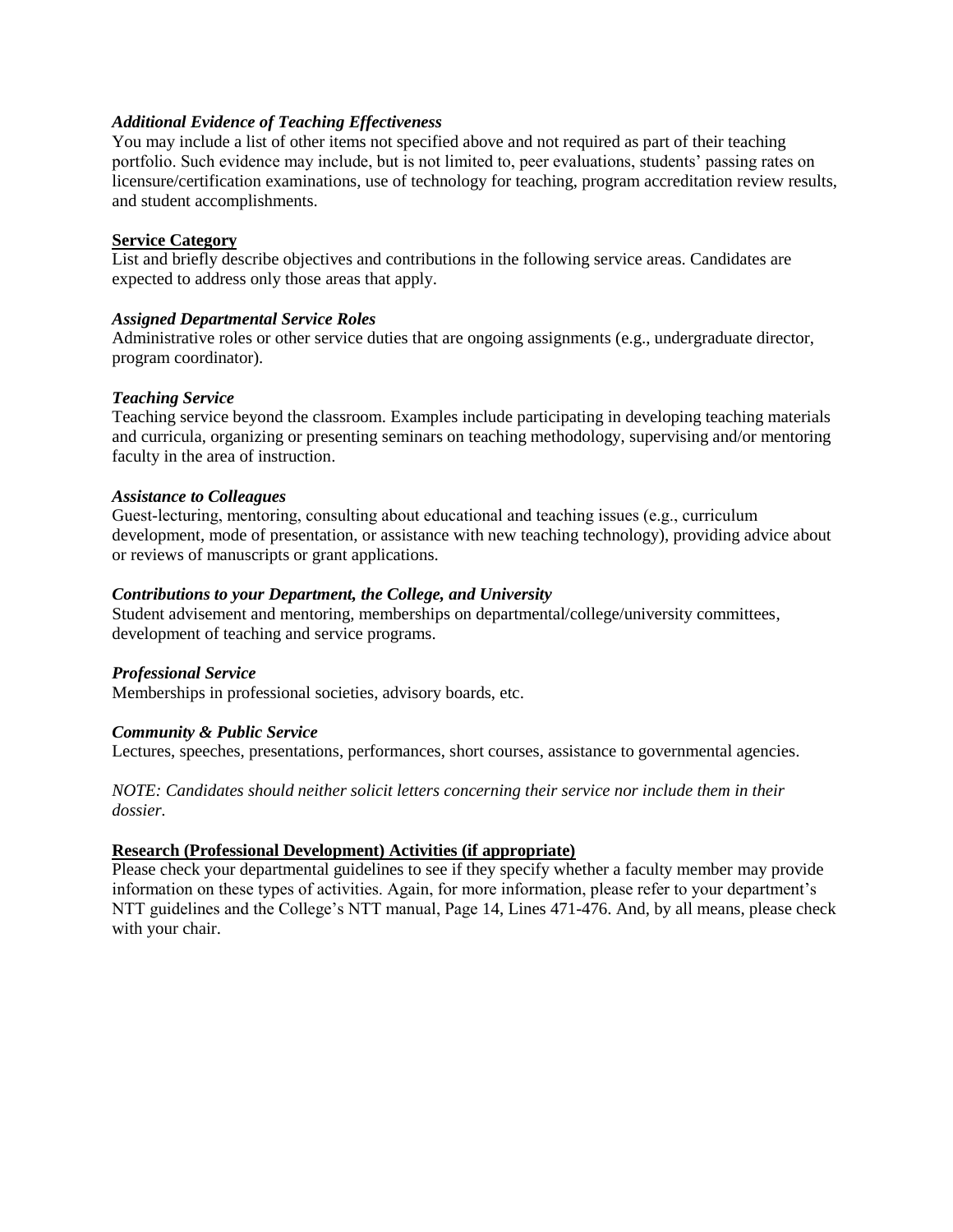***Additional Evidence of Teaching Effectiveness***

You may include a list of other items not specified above and not required as part of their teaching portfolio. Such evidence may include, but is not limited to, peer evaluations, students' passing rates on licensure/certification examinations, use of technology for teaching, program accreditation review results, and student accomplishments.

**Service Category**

List and briefly describe objectives and contributions in the following service areas. Candidates are expected to address only those areas that apply.

***Assigned Departmental Service Roles***

Administrative roles or other service duties that are ongoing assignments (e.g., undergraduate director, program coordinator).

***Teaching Service***

Teaching service beyond the classroom. Examples include participating in developing teaching materials and curricula, organizing or presenting seminars on teaching methodology, supervising and/or mentoring faculty in the area of instruction.

***Assistance to Colleagues***

Guest-lecturing, mentoring, consulting about educational and teaching issues (e.g., curriculum development, mode of presentation, or assistance with new teaching technology), providing advice about or reviews of manuscripts or grant applications.

***Contributions to your Department, the College, and University***

Student advisement and mentoring, memberships on departmental/college/university committees, development of teaching and service programs.

***Professional Service***

Memberships in professional societies, advisory boards, etc.

***Community & Public Service***

Lectures, speeches, presentations, performances, short courses, assistance to governmental agencies.

*NOTE: Candidates should neither solicit letters concerning their service nor include them in their dossier.*

**Research (Professional Development) Activities (if appropriate)**

Please check your departmental guidelines to see if they specify whether a faculty member may provide information on these types of activities. Again, for more information, please refer to your department's NTT guidelines and the College's NTT manual, Page 14, Lines 471-476. And, by all means, please check with your chair.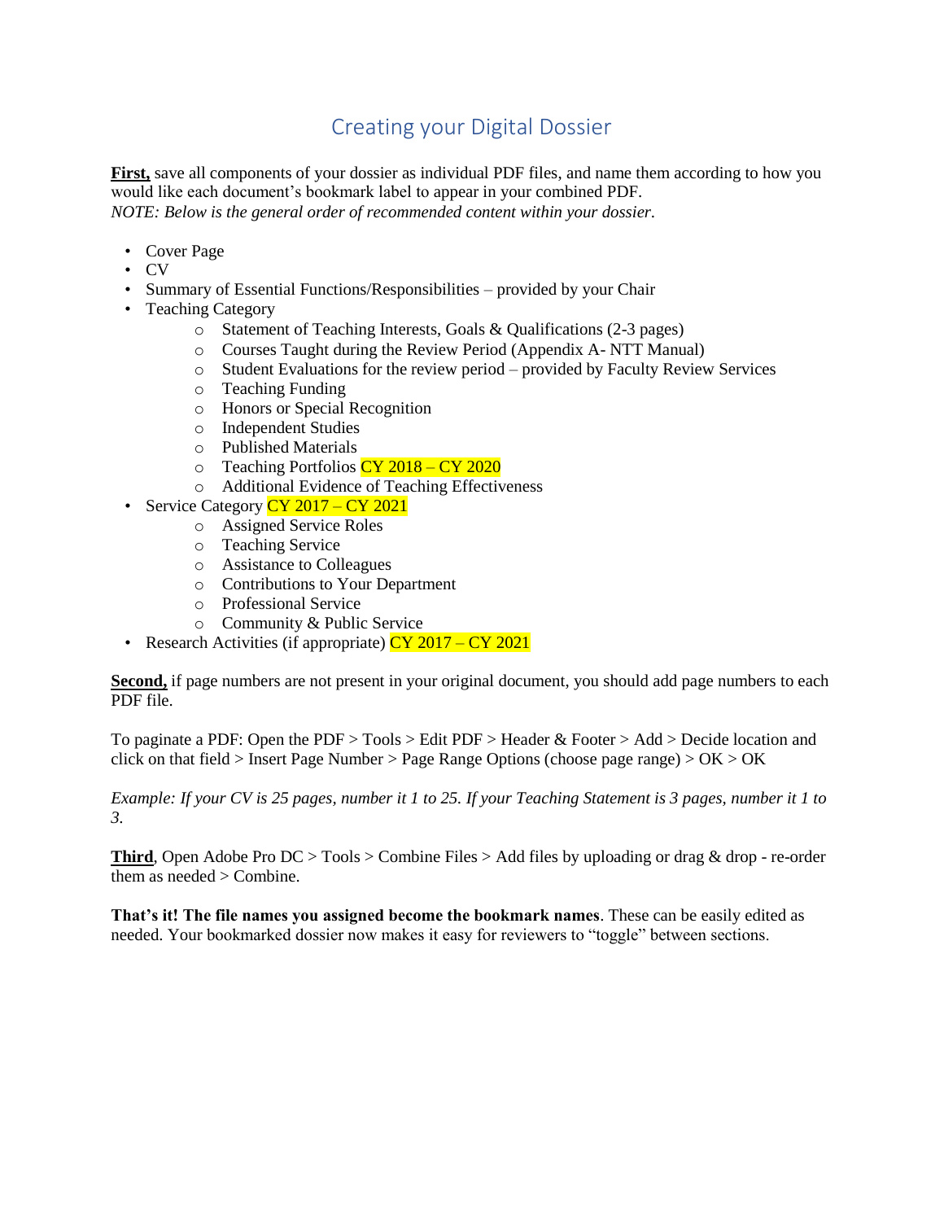# Creating your Digital Dossier

**First,** save all components of your dossier as individual PDF files, and name them according to how you would like each document's bookmark label to appear in your combined PDF.
*NOTE: Below is the general order of recommended content within your dossier.*

- Cover Page
- CV
- Summary of Essential Functions/Responsibilities – provided by your Chair
- Teaching Category
  - Statement of Teaching Interests, Goals & Qualifications (2-3 pages)
  - Courses Taught during the Review Period (Appendix A- NTT Manual)
  - Student Evaluations for the review period – provided by Faculty Review Services
  - Teaching Funding
  - Honors or Special Recognition
  - Independent Studies
  - Published Materials
  - Teaching Portfolios CY 2018 – CY 2020
  - Additional Evidence of Teaching Effectiveness
- Service Category CY 2017 – CY 2021
  - Assigned Service Roles
  - Teaching Service
  - Assistance to Colleagues
  - Contributions to Your Department
  - Professional Service
  - Community & Public Service
- Research Activities (if appropriate) CY 2017 – CY 2021

**Second,** if page numbers are not present in your original document, you should add page numbers to each PDF file.

To paginate a PDF: Open the PDF > Tools > Edit PDF > Header & Footer > Add > Decide location and click on that field > Insert Page Number > Page Range Options (choose page range) > OK > OK

*Example: If your CV is 25 pages, number it 1 to 25. If your Teaching Statement is 3 pages, number it 1 to 3.*

**Third**, Open Adobe Pro DC > Tools > Combine Files > Add files by uploading or drag & drop - re-order them as needed > Combine.

**That's it! The file names you assigned become the bookmark names**. These can be easily edited as needed. Your bookmarked dossier now makes it easy for reviewers to "toggle" between sections.